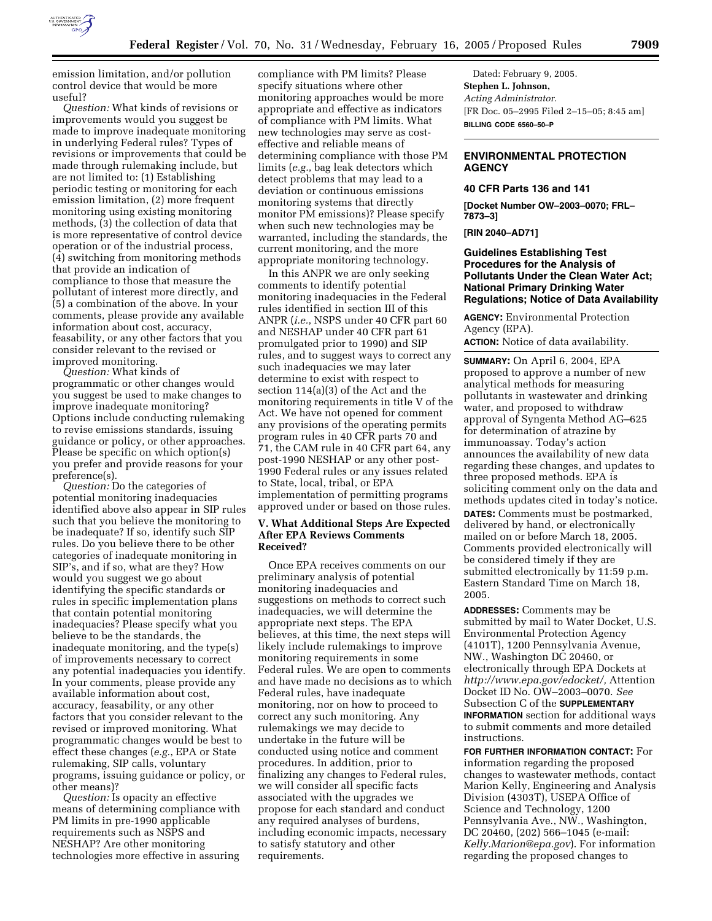emission limitation, and/or pollution control device that would be more useful?

*Question:* What kinds of revisions or improvements would you suggest be made to improve inadequate monitoring in underlying Federal rules? Types of revisions or improvements that could be made through rulemaking include, but are not limited to: (1) Establishing periodic testing or monitoring for each emission limitation, (2) more frequent monitoring using existing monitoring methods, (3) the collection of data that is more representative of control device operation or of the industrial process, (4) switching from monitoring methods that provide an indication of compliance to those that measure the pollutant of interest more directly, and (5) a combination of the above. In your comments, please provide any available information about cost, accuracy, feasability, or any other factors that you consider relevant to the revised or improved monitoring.

*Question:* What kinds of programmatic or other changes would you suggest be used to make changes to improve inadequate monitoring? Options include conducting rulemaking to revise emissions standards, issuing guidance or policy, or other approaches. Please be specific on which option(s) you prefer and provide reasons for your preference(s).

*Question:* Do the categories of potential monitoring inadequacies identified above also appear in SIP rules such that you believe the monitoring to be inadequate? If so, identify such SIP rules. Do you believe there to be other categories of inadequate monitoring in SIP's, and if so, what are they? How would you suggest we go about identifying the specific standards or rules in specific implementation plans that contain potential monitoring inadequacies? Please specify what you believe to be the standards, the inadequate monitoring, and the type(s) of improvements necessary to correct any potential inadequacies you identify. In your comments, please provide any available information about cost, accuracy, feasability, or any other factors that you consider relevant to the revised or improved monitoring. What programmatic changes would be best to effect these changes (*e.g.*, EPA or State rulemaking, SIP calls, voluntary programs, issuing guidance or policy, or other means)?

*Question:* Is opacity an effective means of determining compliance with PM limits in pre-1990 applicable requirements such as NSPS and NESHAP? Are other monitoring technologies more effective in assuring compliance with PM limits? Please specify situations where other monitoring approaches would be more appropriate and effective as indicators of compliance with PM limits. What new technologies may serve as cost-effective and reliable means of determining compliance with those PM limits (*e.g.*, bag leak detectors which detect problems that may lead to a deviation or continuous emissions monitoring systems that directly monitor PM emissions)? Please specify when such new technologies may be warranted, including the standards, the current monitoring, and the more appropriate monitoring technology.

In this ANPR we are only seeking comments to identify potential monitoring inadequacies in the Federal rules identified in section III of this ANPR (*i.e.*, NSPS under 40 CFR part 60 and NESHAP under 40 CFR part 61 promulgated prior to 1990) and SIP rules, and to suggest ways to correct any such inadequacies we may later determine to exist with respect to section 114(a)(3) of the Act and the monitoring requirements in title V of the Act. We have not opened for comment any provisions of the operating permits program rules in 40 CFR parts 70 and 71, the CAM rule in 40 CFR part 64, any post-1990 NESHAP or any other post-1990 Federal rules or any issues related to State, local, tribal, or EPA implementation of permitting programs approved under or based on those rules.

## V. What Additional Steps Are Expected After EPA Reviews Comments Received?

Once EPA receives comments on our preliminary analysis of potential monitoring inadequacies and suggestions on methods to correct such inadequacies, we will determine the appropriate next steps. The EPA believes, at this time, the next steps will likely include rulemakings to improve monitoring requirements in some Federal rules. We are open to comments and have made no decisions as to which Federal rules, have inadequate monitoring, nor on how to proceed to correct any such monitoring. Any rulemakings we may decide to undertake in the future will be conducted using notice and comment procedures. In addition, prior to finalizing any changes to Federal rules, we will consider all specific facts associated with the upgrades we propose for each standard and conduct any required analyses of burdens, including economic impacts, necessary to satisfy statutory and other requirements.

Dated: February 9, 2005.

**Stephen L. Johnson,**

*Acting Administrator.*

[FR Doc. 05–2995 Filed 2–15–05; 8:45 am]

**BILLING CODE 6560–50–P**

---

## ENVIRONMENTAL PROTECTION AGENCY

### 40 CFR Parts 136 and 141

**[Docket Number OW–2003–0070; FRL–7873–3]**

**[RIN 2040–AD71]**

## Guidelines Establishing Test Procedures for the Analysis of Pollutants Under the Clean Water Act; National Primary Drinking Water Regulations; Notice of Data Availability

**AGENCY:** Environmental Protection Agency (EPA).

**ACTION:** Notice of data availability.

**SUMMARY:** On April 6, 2004, EPA proposed to approve a number of new analytical methods for measuring pollutants in wastewater and drinking water, and proposed to withdraw approval of Syngenta Method AG–625 for determination of atrazine by immunoassay. Today's action announces the availability of new data regarding these changes, and updates to three proposed methods. EPA is soliciting comment only on the data and methods updates cited in today's notice.

**DATES:** Comments must be postmarked, delivered by hand, or electronically mailed on or before March 18, 2005. Comments provided electronically will be considered timely if they are submitted electronically by 11:59 p.m. Eastern Standard Time on March 18, 2005.

**ADDRESSES:** Comments may be submitted by mail to Water Docket, U.S. Environmental Protection Agency (4101T), 1200 Pennsylvania Avenue, NW., Washington DC 20460, or electronically through EPA Dockets at *http://www.epa.gov/edocket/,* Attention Docket ID No. OW–2003–0070. *See* Subsection C of the **SUPPLEMENTARY INFORMATION** section for additional ways to submit comments and more detailed instructions.

**FOR FURTHER INFORMATION CONTACT:** For information regarding the proposed changes to wastewater methods, contact Marion Kelly, Engineering and Analysis Division (4303T), USEPA Office of Science and Technology, 1200 Pennsylvania Ave., NW., Washington, DC 20460, (202) 566–1045 (e-mail: *Kelly.Marion@epa.gov*). For information regarding the proposed changes to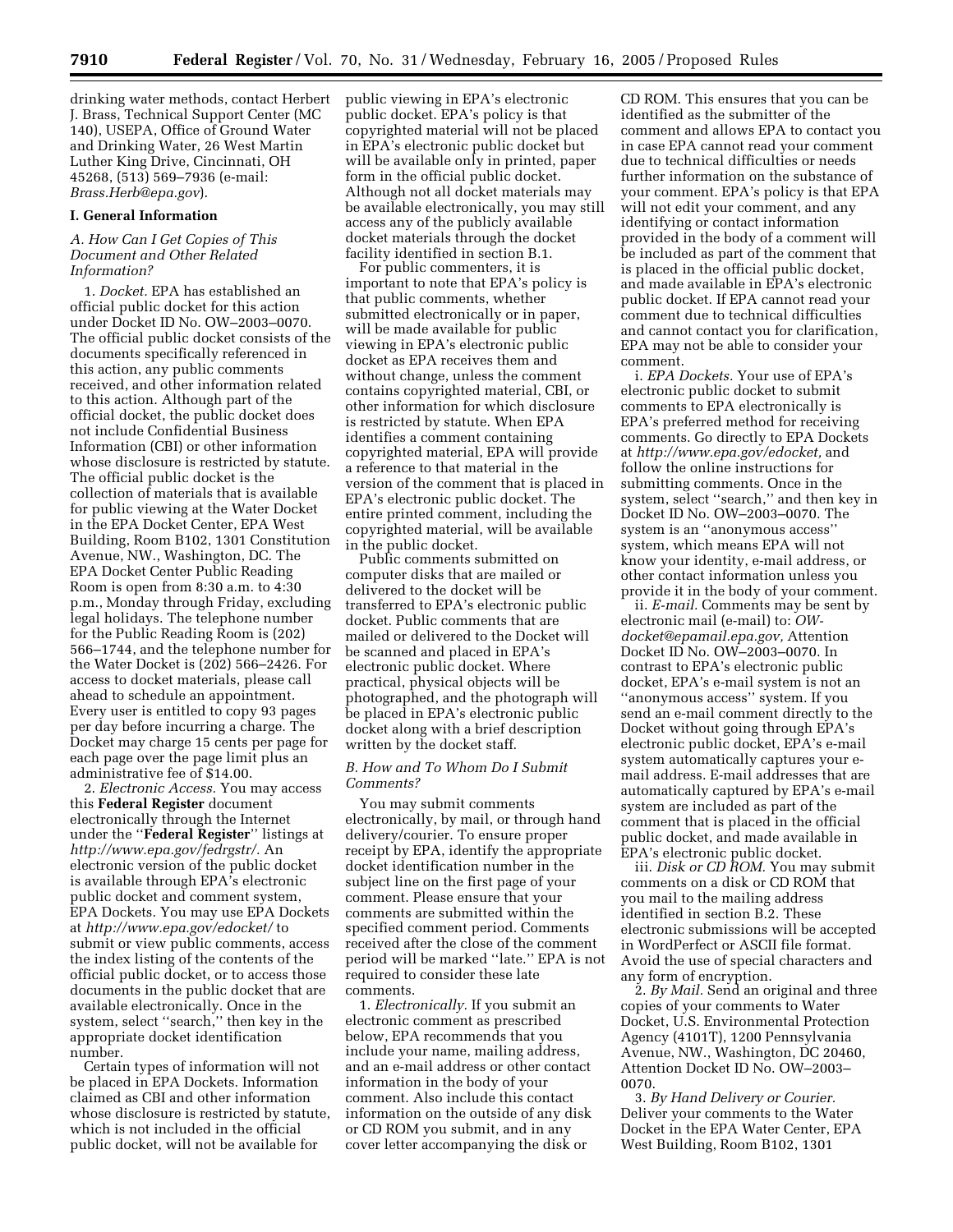drinking water methods, contact Herbert J. Brass, Technical Support Center (MC 140), USEPA, Office of Ground Water and Drinking Water, 26 West Martin Luther King Drive, Cincinnati, OH 45268, (513) 569–7936 (e-mail: *Brass.Herb@epa.gov*).

## I. General Information

### *A. How Can I Get Copies of This Document and Other Related Information?*

1. *Docket.* EPA has established an official public docket for this action under Docket ID No. OW–2003–0070. The official public docket consists of the documents specifically referenced in this action, any public comments received, and other information related to this action. Although part of the official docket, the public docket does not include Confidential Business Information (CBI) or other information whose disclosure is restricted by statute. The official public docket is the collection of materials that is available for public viewing at the Water Docket in the EPA Docket Center, EPA West Building, Room B102, 1301 Constitution Avenue, NW., Washington, DC. The EPA Docket Center Public Reading Room is open from 8:30 a.m. to 4:30 p.m., Monday through Friday, excluding legal holidays. The telephone number for the Public Reading Room is (202) 566–1744, and the telephone number for the Water Docket is (202) 566–2426. For access to docket materials, please call ahead to schedule an appointment. Every user is entitled to copy 93 pages per day before incurring a charge. The Docket may charge 15 cents per page for each page over the page limit plus an administrative fee of $14.00.

2. *Electronic Access.* You may access this **Federal Register** document electronically through the Internet under the ''**Federal Register**'' listings at *http://www.epa.gov/fedrgstr/.* An electronic version of the public docket is available through EPA's electronic public docket and comment system, EPA Dockets. You may use EPA Dockets at *http://www.epa.gov/edocket/* to submit or view public comments, access the index listing of the contents of the official public docket, or to access those documents in the public docket that are available electronically. Once in the system, select ''search,'' then key in the appropriate docket identification number.

Certain types of information will not be placed in EPA Dockets. Information claimed as CBI and other information whose disclosure is restricted by statute, which is not included in the official public docket, will not be available for public viewing in EPA's electronic public docket. EPA's policy is that copyrighted material will not be placed in EPA's electronic public docket but will be available only in printed, paper form in the official public docket. Although not all docket materials may be available electronically, you may still access any of the publicly available docket materials through the docket facility identified in section B.1.

For public commenters, it is important to note that EPA's policy is that public comments, whether submitted electronically or in paper, will be made available for public viewing in EPA's electronic public docket as EPA receives them and without change, unless the comment contains copyrighted material, CBI, or other information for which disclosure is restricted by statute. When EPA identifies a comment containing copyrighted material, EPA will provide a reference to that material in the version of the comment that is placed in EPA's electronic public docket. The entire printed comment, including the copyrighted material, will be available in the public docket.

Public comments submitted on computer disks that are mailed or delivered to the docket will be transferred to EPA's electronic public docket. Public comments that are mailed or delivered to the Docket will be scanned and placed in EPA's electronic public docket. Where practical, physical objects will be photographed, and the photograph will be placed in EPA's electronic public docket along with a brief description written by the docket staff.

### *B. How and To Whom Do I Submit Comments?*

You may submit comments electronically, by mail, or through hand delivery/courier. To ensure proper receipt by EPA, identify the appropriate docket identification number in the subject line on the first page of your comment. Please ensure that your comments are submitted within the specified comment period. Comments received after the close of the comment period will be marked ''late.'' EPA is not required to consider these late comments.

1. *Electronically.* If you submit an electronic comment as prescribed below, EPA recommends that you include your name, mailing address, and an e-mail address or other contact information in the body of your comment. Also include this contact information on the outside of any disk or CD ROM you submit, and in any cover letter accompanying the disk or CD ROM. This ensures that you can be identified as the submitter of the comment and allows EPA to contact you in case EPA cannot read your comment due to technical difficulties or needs further information on the substance of your comment. EPA's policy is that EPA will not edit your comment, and any identifying or contact information provided in the body of a comment will be included as part of the comment that is placed in the official public docket, and made available in EPA's electronic public docket. If EPA cannot read your comment due to technical difficulties and cannot contact you for clarification, EPA may not be able to consider your comment.

i. *EPA Dockets.* Your use of EPA's electronic public docket to submit comments to EPA electronically is EPA's preferred method for receiving comments. Go directly to EPA Dockets at *http://www.epa.gov/edocket,* and follow the online instructions for submitting comments. Once in the system, select ''search,'' and then key in Docket ID No. OW–2003–0070. The system is an ''anonymous access'' system, which means EPA will not know your identity, e-mail address, or other contact information unless you provide it in the body of your comment.

ii. *E-mail.* Comments may be sent by electronic mail (e-mail) to: *OW-docket@epamail.epa.gov,* Attention Docket ID No. OW–2003–0070. In contrast to EPA's electronic public docket, EPA's e-mail system is not an ''anonymous access'' system. If you send an e-mail comment directly to the Docket without going through EPA's electronic public docket, EPA's e-mail system automatically captures your e-mail address. E-mail addresses that are automatically captured by EPA's e-mail system are included as part of the comment that is placed in the official public docket, and made available in EPA's electronic public docket.

iii. *Disk or CD ROM.* You may submit comments on a disk or CD ROM that you mail to the mailing address identified in section B.2. These electronic submissions will be accepted in WordPerfect or ASCII file format. Avoid the use of special characters and any form of encryption.

2. *By Mail.* Send an original and three copies of your comments to Water Docket, U.S. Environmental Protection Agency (4101T), 1200 Pennsylvania Avenue, NW., Washington, DC 20460, Attention Docket ID No. OW–2003–0070.

3. *By Hand Delivery or Courier.* Deliver your comments to the Water Docket in the EPA Water Center, EPA West Building, Room B102, 1301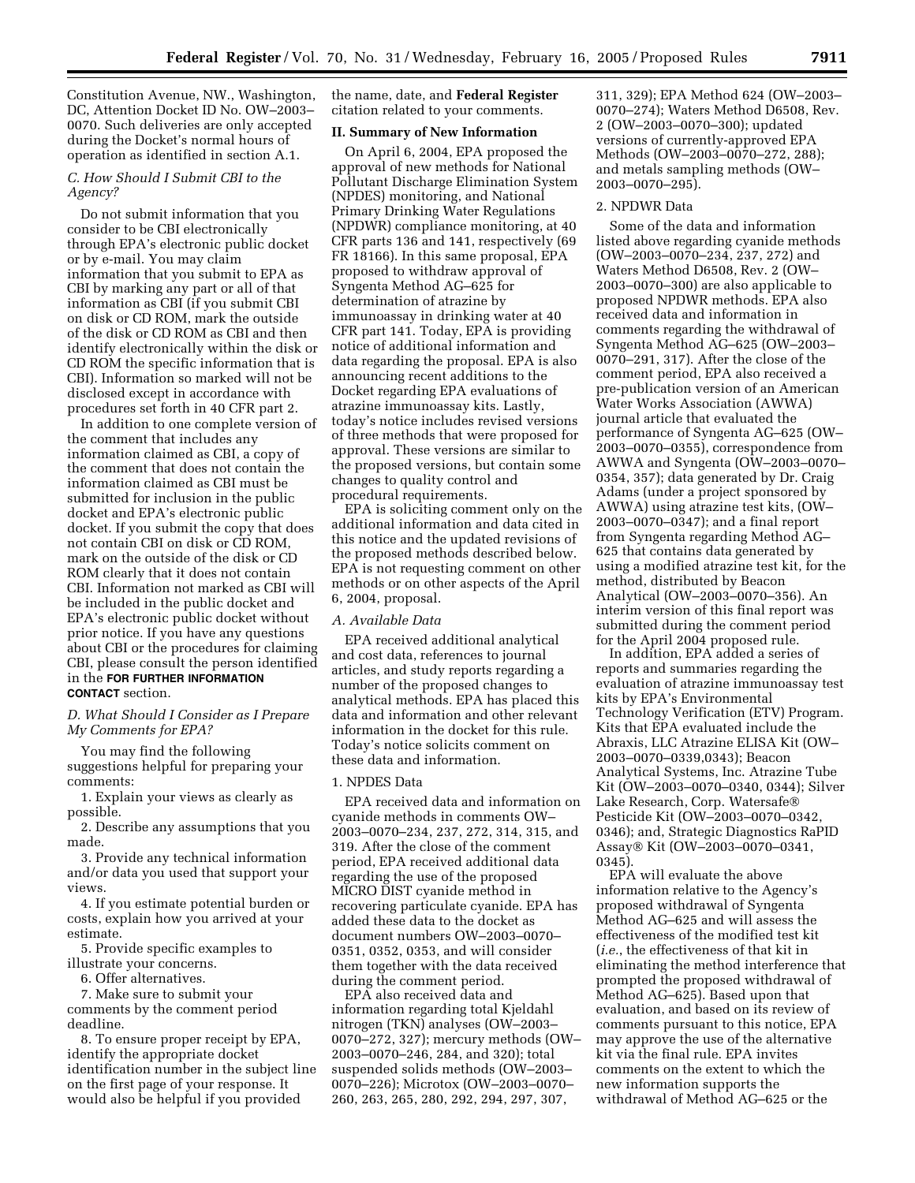Constitution Avenue, NW., Washington, DC, Attention Docket ID No. OW–2003–0070. Such deliveries are only accepted during the Docket's normal hours of operation as identified in section A.1.

### *C. How Should I Submit CBI to the Agency?*

Do not submit information that you consider to be CBI electronically through EPA's electronic public docket or by e-mail. You may claim information that you submit to EPA as CBI by marking any part or all of that information as CBI (if you submit CBI on disk or CD ROM, mark the outside of the disk or CD ROM as CBI and then identify electronically within the disk or CD ROM the specific information that is CBI). Information so marked will not be disclosed except in accordance with procedures set forth in 40 CFR part 2.

In addition to one complete version of the comment that includes any information claimed as CBI, a copy of the comment that does not contain the information claimed as CBI must be submitted for inclusion in the public docket and EPA's electronic public docket. If you submit the copy that does not contain CBI on disk or CD ROM, mark on the outside of the disk or CD ROM clearly that it does not contain CBI. Information not marked as CBI will be included in the public docket and EPA's electronic public docket without prior notice. If you have any questions about CBI or the procedures for claiming CBI, please consult the person identified in the **FOR FURTHER INFORMATION CONTACT** section.

### *D. What Should I Consider as I Prepare My Comments for EPA?*

You may find the following suggestions helpful for preparing your comments:

1. Explain your views as clearly as possible.
2. Describe any assumptions that you made.
3. Provide any technical information and/or data you used that support your views.
4. If you estimate potential burden or costs, explain how you arrived at your estimate.
5. Provide specific examples to illustrate your concerns.
6. Offer alternatives.
7. Make sure to submit your comments by the comment period deadline.
8. To ensure proper receipt by EPA, identify the appropriate docket identification number in the subject line on the first page of your response. It would also be helpful if you provided the name, date, and **Federal Register** citation related to your comments.

## II. Summary of New Information

On April 6, 2004, EPA proposed the approval of new methods for National Pollutant Discharge Elimination System (NPDES) monitoring, and National Primary Drinking Water Regulations (NPDWR) compliance monitoring, at 40 CFR parts 136 and 141, respectively (69 FR 18166). In this same proposal, EPA proposed to withdraw approval of Syngenta Method AG–625 for determination of atrazine by immunoassay in drinking water at 40 CFR part 141. Today, EPA is providing notice of additional information and data regarding the proposal. EPA is also announcing recent additions to the Docket regarding EPA evaluations of atrazine immunoassay kits. Lastly, today's notice includes revised versions of three methods that were proposed for approval. These versions are similar to the proposed versions, but contain some changes to quality control and procedural requirements.

EPA is soliciting comment only on the additional information and data cited in this notice and the updated revisions of the proposed methods described below. EPA is not requesting comment on other methods or on other aspects of the April 6, 2004, proposal.

### *A. Available Data*

EPA received additional analytical and cost data, references to journal articles, and study reports regarding a number of the proposed changes to analytical methods. EPA has placed this data and information and other relevant information in the docket for this rule. Today's notice solicits comment on these data and information.

#### 1. NPDES Data

EPA received data and information on cyanide methods in comments OW–2003–0070–234, 237, 272, 314, 315, and 319. After the close of the comment period, EPA received additional data regarding the use of the proposed MICRO DIST cyanide method in recovering particulate cyanide. EPA has added these data to the docket as document numbers OW–2003–0070–0351, 0352, 0353, and will consider them together with the data received during the comment period.

EPA also received data and information regarding total Kjeldahl nitrogen (TKN) analyses (OW–2003–0070–272, 327); mercury methods (OW–2003–0070–246, 284, and 320); total suspended solids methods (OW–2003–0070–226); Microtox (OW–2003–0070–260, 263, 265, 280, 292, 294, 297, 307, 311, 329); EPA Method 624 (OW–2003–0070–274); Waters Method D6508, Rev. 2 (OW–2003–0070–300); updated versions of currently-approved EPA Methods (OW–2003–0070–272, 288); and metals sampling methods (OW–2003–0070–295).

#### 2. NPDWR Data

Some of the data and information listed above regarding cyanide methods (OW–2003–0070–234, 237, 272) and Waters Method D6508, Rev. 2 (OW–2003–0070–300) are also applicable to proposed NPDWR methods. EPA also received data and information in comments regarding the withdrawal of Syngenta Method AG–625 (OW–2003–0070–291, 317). After the close of the comment period, EPA also received a pre-publication version of an American Water Works Association (AWWA) journal article that evaluated the performance of Syngenta AG–625 (OW–2003–0070–0355), correspondence from AWWA and Syngenta (OW–2003–0070–0354, 357); data generated by Dr. Craig Adams (under a project sponsored by AWWA) using atrazine test kits, (OW–2003–0070–0347); and a final report from Syngenta regarding Method AG–625 that contains data generated by using a modified atrazine test kit, for the method, distributed by Beacon Analytical (OW–2003–0070–356). An interim version of this final report was submitted during the comment period for the April 2004 proposed rule.

In addition, EPA added a series of reports and summaries regarding the evaluation of atrazine immunoassay test kits by EPA's Environmental Technology Verification (ETV) Program. Kits that EPA evaluated include the Abraxis, LLC Atrazine ELISA Kit (OW–2003–0070–0339,0343); Beacon Analytical Systems, Inc. Atrazine Tube Kit (OW–2003–0070–0340, 0344); Silver Lake Research, Corp. Watersafe® Pesticide Kit (OW–2003–0070–0342, 0346); and, Strategic Diagnostics RaPID Assay® Kit (OW–2003–0070–0341, 0345).

EPA will evaluate the above information relative to the Agency's proposed withdrawal of Syngenta Method AG–625 and will assess the effectiveness of the modified test kit (*i.e.*, the effectiveness of that kit in eliminating the method interference that prompted the proposed withdrawal of Method AG–625). Based upon that evaluation, and based on its review of comments pursuant to this notice, EPA may approve the use of the alternative kit via the final rule. EPA invites comments on the extent to which the new information supports the withdrawal of Method AG–625 or the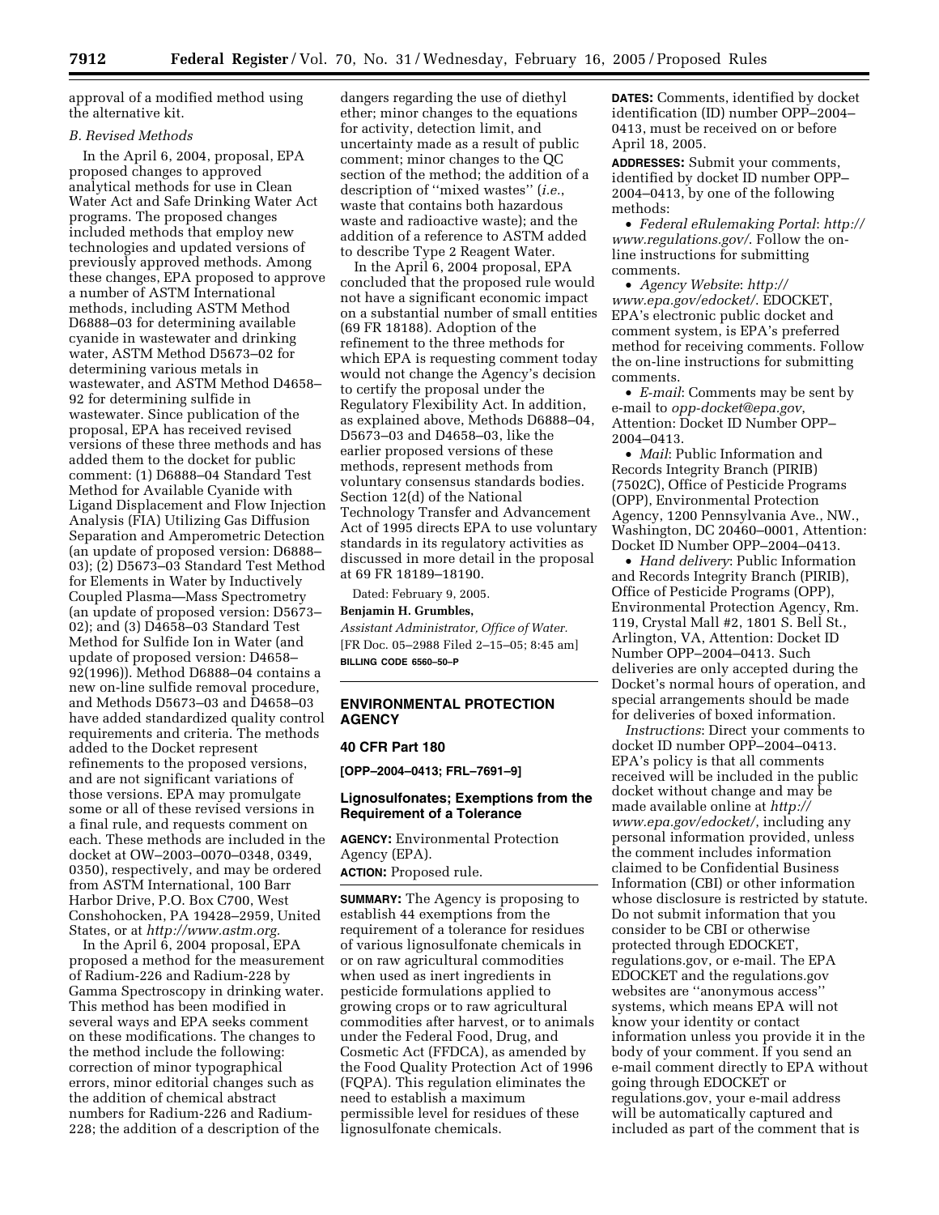approval of a modified method using the alternative kit.

*B. Revised Methods*

In the April 6, 2004, proposal, EPA proposed changes to approved analytical methods for use in Clean Water Act and Safe Drinking Water Act programs. The proposed changes included methods that employ new technologies and updated versions of previously approved methods. Among these changes, EPA proposed to approve a number of ASTM International methods, including ASTM Method D6888–03 for determining available cyanide in wastewater and drinking water, ASTM Method D5673–02 for determining various metals in wastewater, and ASTM Method D4658–92 for determining sulfide in wastewater. Since publication of the proposal, EPA has received revised versions of these three methods and has added them to the docket for public comment: (1) D6888–04 Standard Test Method for Available Cyanide with Ligand Displacement and Flow Injection Analysis (FIA) Utilizing Gas Diffusion Separation and Amperometric Detection (an update of proposed version: D6888–03); (2) D5673–03 Standard Test Method for Elements in Water by Inductively Coupled Plasma—Mass Spectrometry (an update of proposed version: D5673–02); and (3) D4658–03 Standard Test Method for Sulfide Ion in Water (and update of proposed version: D4658–92(1996)). Method D6888–04 contains a new on-line sulfide removal procedure, and Methods D5673–03 and D4658–03 have added standardized quality control requirements and criteria. The methods added to the Docket represent refinements to the proposed versions, and are not significant variations of those versions. EPA may promulgate some or all of these revised versions in a final rule, and requests comment on each. These methods are included in the docket at OW–2003–0070–0348, 0349, 0350), respectively, and may be ordered from ASTM International, 100 Barr Harbor Drive, P.O. Box C700, West Conshohocken, PA 19428–2959, United States, or at *http://www.astm.org.*

In the April 6, 2004 proposal, EPA proposed a method for the measurement of Radium-226 and Radium-228 by Gamma Spectroscopy in drinking water. This method has been modified in several ways and EPA seeks comment on these modifications. The changes to the method include the following: correction of minor typographical errors, minor editorial changes such as the addition of chemical abstract numbers for Radium-226 and Radium-228; the addition of a description of the dangers regarding the use of diethyl ether; minor changes to the equations for activity, detection limit, and uncertainty made as a result of public comment; minor changes to the QC section of the method; the addition of a description of ''mixed wastes'' (*i.e.*, waste that contains both hazardous waste and radioactive waste); and the addition of a reference to ASTM added to describe Type 2 Reagent Water.

In the April 6, 2004 proposal, EPA concluded that the proposed rule would not have a significant economic impact on a substantial number of small entities (69 FR 18188). Adoption of the refinement to the three methods for which EPA is requesting comment today would not change the Agency's decision to certify the proposal under the Regulatory Flexibility Act. In addition, as explained above, Methods D6888–04, D5673–03 and D4658–03, like the earlier proposed versions of these methods, represent methods from voluntary consensus standards bodies. Section 12(d) of the National Technology Transfer and Advancement Act of 1995 directs EPA to use voluntary standards in its regulatory activities as discussed in more detail in the proposal at 69 FR 18189–18190.

Dated: February 9, 2005.

**Benjamin H. Grumbles,**

*Assistant Administrator, Office of Water.*

[FR Doc. 05–2988 Filed 2–15–05; 8:45 am]

**BILLING CODE 6560–50–P**

---

## ENVIRONMENTAL PROTECTION AGENCY

### 40 CFR Part 180

**[OPP–2004–0413; FRL–7691–9]**

### Lignosulfonates; Exemptions from the Requirement of a Tolerance

**AGENCY:** Environmental Protection Agency (EPA).

**ACTION:** Proposed rule.

**SUMMARY:** The Agency is proposing to establish 44 exemptions from the requirement of a tolerance for residues of various lignosulfonate chemicals in or on raw agricultural commodities when used as inert ingredients in pesticide formulations applied to growing crops or to raw agricultural commodities after harvest, or to animals under the Federal Food, Drug, and Cosmetic Act (FFDCA), as amended by the Food Quality Protection Act of 1996 (FQPA). This regulation eliminates the need to establish a maximum permissible level for residues of these lignosulfonate chemicals.

**DATES:** Comments, identified by docket identification (ID) number OPP–2004–0413, must be received on or before April 18, 2005.

**ADDRESSES:** Submit your comments, identified by docket ID number OPP–2004–0413, by one of the following methods:

- *Federal eRulemaking Portal*: *http://www.regulations.gov/.* Follow the on-line instructions for submitting comments.
- *Agency Website*: *http://www.epa.gov/edocket/.* EDOCKET, EPA's electronic public docket and comment system, is EPA's preferred method for receiving comments. Follow the on-line instructions for submitting comments.
- *E-mail*: Comments may be sent by e-mail to *opp-docket@epa.gov*, Attention: Docket ID Number OPP–2004–0413.
- *Mail*: Public Information and Records Integrity Branch (PIRIB) (7502C), Office of Pesticide Programs (OPP), Environmental Protection Agency, 1200 Pennsylvania Ave., NW., Washington, DC 20460–0001, Attention: Docket ID Number OPP–2004–0413.
- *Hand delivery*: Public Information and Records Integrity Branch (PIRIB), Office of Pesticide Programs (OPP), Environmental Protection Agency, Rm. 119, Crystal Mall #2, 1801 S. Bell St., Arlington, VA, Attention: Docket ID Number OPP–2004–0413. Such deliveries are only accepted during the Docket's normal hours of operation, and special arrangements should be made for deliveries of boxed information.

*Instructions*: Direct your comments to docket ID number OPP–2004–0413. EPA's policy is that all comments received will be included in the public docket without change and may be made available online at *http://www.epa.gov/edocket/*, including any personal information provided, unless the comment includes information claimed to be Confidential Business Information (CBI) or other information whose disclosure is restricted by statute. Do not submit information that you consider to be CBI or otherwise protected through EDOCKET, regulations.gov, or e-mail. The EPA EDOCKET and the regulations.gov websites are ''anonymous access'' systems, which means EPA will not know your identity or contact information unless you provide it in the body of your comment. If you send an e-mail comment directly to EPA without going through EDOCKET or regulations.gov, your e-mail address will be automatically captured and included as part of the comment that is